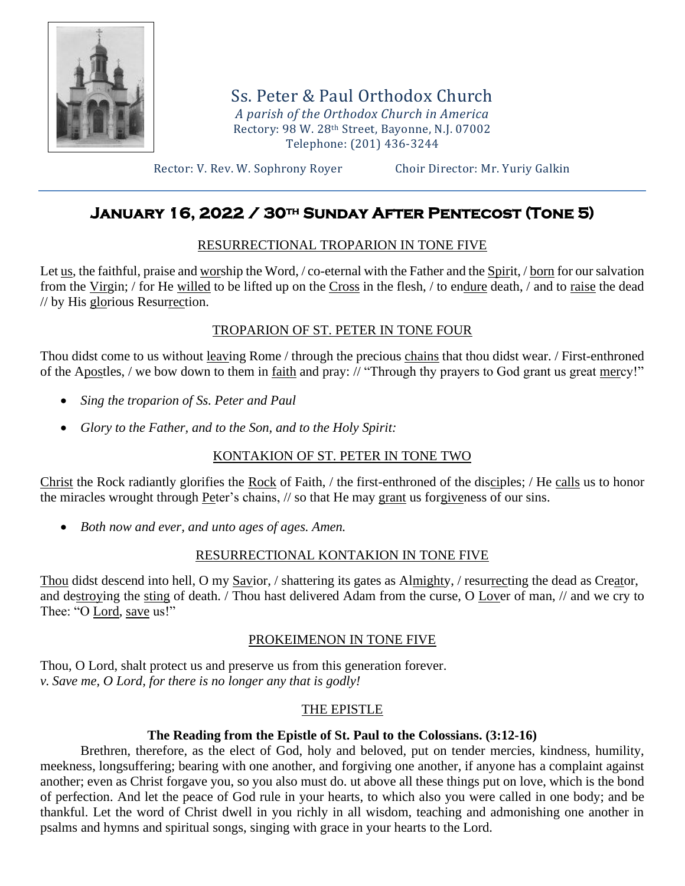# Ss. Peter & Paul Orthodox Church

*A parish of the Orthodox Church in America*
Rectory: 98 W. 28th Street, Bayonne, N.J. 07002
Telephone: (201) 436-3244

Rector: V. Rev. W. Sophrony Royer          Choir Director: Mr. Yuriy Galkin

## January 16, 2022 / 30th Sunday After Pentecost (Tone 5)

### RESURRECTIONAL TROPARION IN TONE FIVE

Let us, the faithful, praise and worship the Word, / co-eternal with the Father and the Spirit, / born for our salvation from the Virgin; / for He willed to be lifted up on the Cross in the flesh, / to endure death, / and to raise the dead // by His glorious Resurrection.

### TROPARION OF ST. PETER IN TONE FOUR

Thou didst come to us without leaving Rome / through the precious chains that thou didst wear. / First-enthroned of the Apostles, / we bow down to them in faith and pray: // "Through thy prayers to God grant us great mercy!"

- *Sing the troparion of Ss. Peter and Paul*
- *Glory to the Father, and to the Son, and to the Holy Spirit:*

### KONTAKION OF ST. PETER IN TONE TWO

Christ the Rock radiantly glorifies the Rock of Faith, / the first-enthroned of the disciples; / He calls us to honor the miracles wrought through Peter's chains, // so that He may grant us forgiveness of our sins.

- *Both now and ever, and unto ages of ages. Amen.*

### RESURRECTIONAL KONTAKION IN TONE FIVE

Thou didst descend into hell, O my Savior, / shattering its gates as Almighty, / resurrecting the dead as Creator, and destroying the sting of death. / Thou hast delivered Adam from the curse, O Lover of man, // and we cry to Thee: "O Lord, save us!"

### PROKEIMENON IN TONE FIVE

Thou, O Lord, shalt protect us and preserve us from this generation forever.
*v. Save me, O Lord, for there is no longer any that is godly!*

### THE EPISTLE

**The Reading from the Epistle of St. Paul to the Colossians. (3:12-16)**

Brethren, therefore, as the elect of God, holy and beloved, put on tender mercies, kindness, humility, meekness, longsuffering; bearing with one another, and forgiving one another, if anyone has a complaint against another; even as Christ forgave you, so you also must do. ut above all these things put on love, which is the bond of perfection. And let the peace of God rule in your hearts, to which also you were called in one body; and be thankful. Let the word of Christ dwell in you richly in all wisdom, teaching and admonishing one another in psalms and hymns and spiritual songs, singing with grace in your hearts to the Lord.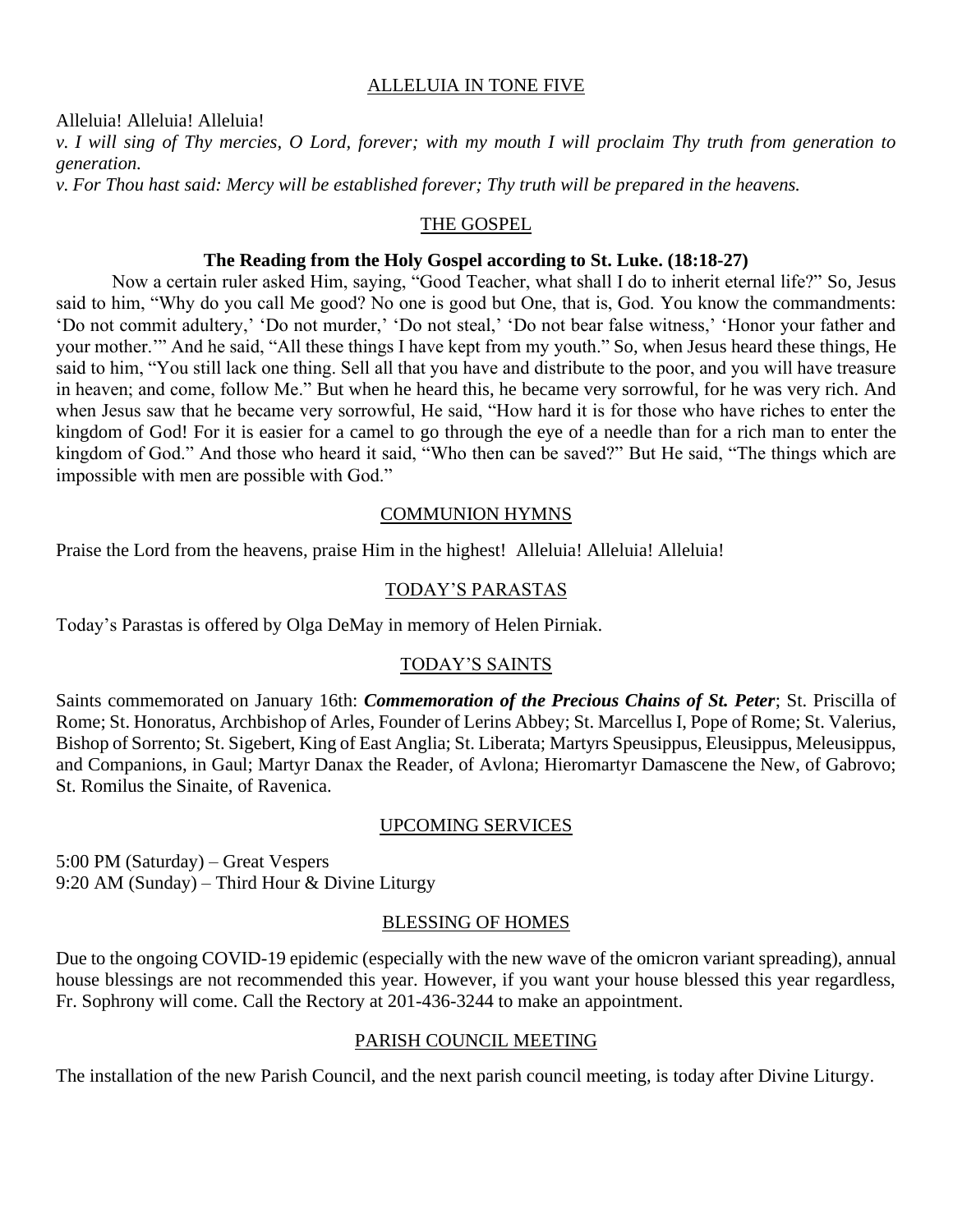## ALLELUIA IN TONE FIVE

Alleluia! Alleluia! Alleluia!

*v. I will sing of Thy mercies, O Lord, forever; with my mouth I will proclaim Thy truth from generation to generation.*

*v. For Thou hast said: Mercy will be established forever; Thy truth will be prepared in the heavens.*

## THE GOSPEL

**The Reading from the Holy Gospel according to St. Luke. (18:18-27)**

Now a certain ruler asked Him, saying, "Good Teacher, what shall I do to inherit eternal life?" So, Jesus said to him, "Why do you call Me good? No one is good but One, that is, God. You know the commandments: 'Do not commit adultery,' 'Do not murder,' 'Do not steal,' 'Do not bear false witness,' 'Honor your father and your mother.'" And he said, "All these things I have kept from my youth." So, when Jesus heard these things, He said to him, "You still lack one thing. Sell all that you have and distribute to the poor, and you will have treasure in heaven; and come, follow Me." But when he heard this, he became very sorrowful, for he was very rich. And when Jesus saw that he became very sorrowful, He said, "How hard it is for those who have riches to enter the kingdom of God! For it is easier for a camel to go through the eye of a needle than for a rich man to enter the kingdom of God." And those who heard it said, "Who then can be saved?" But He said, "The things which are impossible with men are possible with God."

## COMMUNION HYMNS

Praise the Lord from the heavens, praise Him in the highest! Alleluia! Alleluia! Alleluia!

## TODAY'S PARASTAS

Today's Parastas is offered by Olga DeMay in memory of Helen Pirniak.

## TODAY'S SAINTS

Saints commemorated on January 16th: ***Commemoration of the Precious Chains of St. Peter***; St. Priscilla of Rome; St. Honoratus, Archbishop of Arles, Founder of Lerins Abbey; St. Marcellus I, Pope of Rome; St. Valerius, Bishop of Sorrento; St. Sigebert, King of East Anglia; St. Liberata; Martyrs Speusippus, Eleusippus, Meleusippus, and Companions, in Gaul; Martyr Danax the Reader, of Avlona; Hieromartyr Damascene the New, of Gabrovo; St. Romilus the Sinaite, of Ravenica.

## UPCOMING SERVICES

5:00 PM (Saturday) – Great Vespers
9:20 AM (Sunday) – Third Hour & Divine Liturgy

## BLESSING OF HOMES

Due to the ongoing COVID-19 epidemic (especially with the new wave of the omicron variant spreading), annual house blessings are not recommended this year. However, if you want your house blessed this year regardless, Fr. Sophrony will come. Call the Rectory at 201-436-3244 to make an appointment.

## PARISH COUNCIL MEETING

The installation of the new Parish Council, and the next parish council meeting, is today after Divine Liturgy.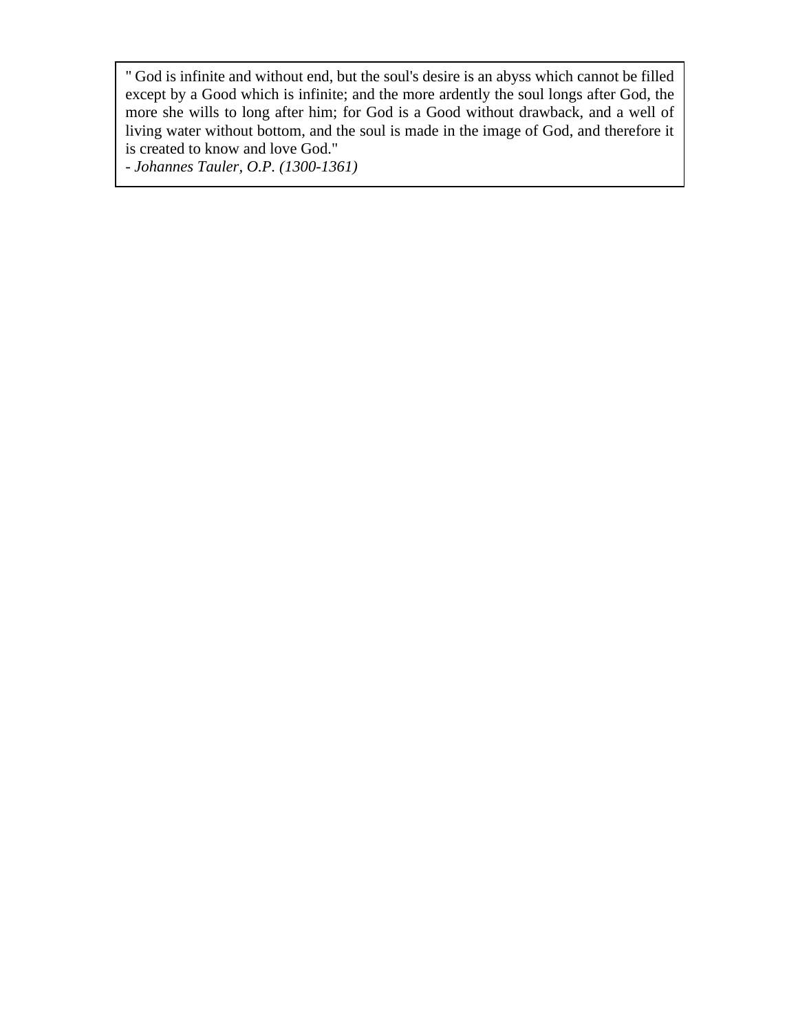" God is infinite and without end, but the soul's desire is an abyss which cannot be filled except by a Good which is infinite; and the more ardently the soul longs after God, the more she wills to long after him; for God is a Good without drawback, and a well of living water without bottom, and the soul is made in the image of God, and therefore it is created to know and love God."

- *Johannes Tauler, O.P. (1300-1361)*